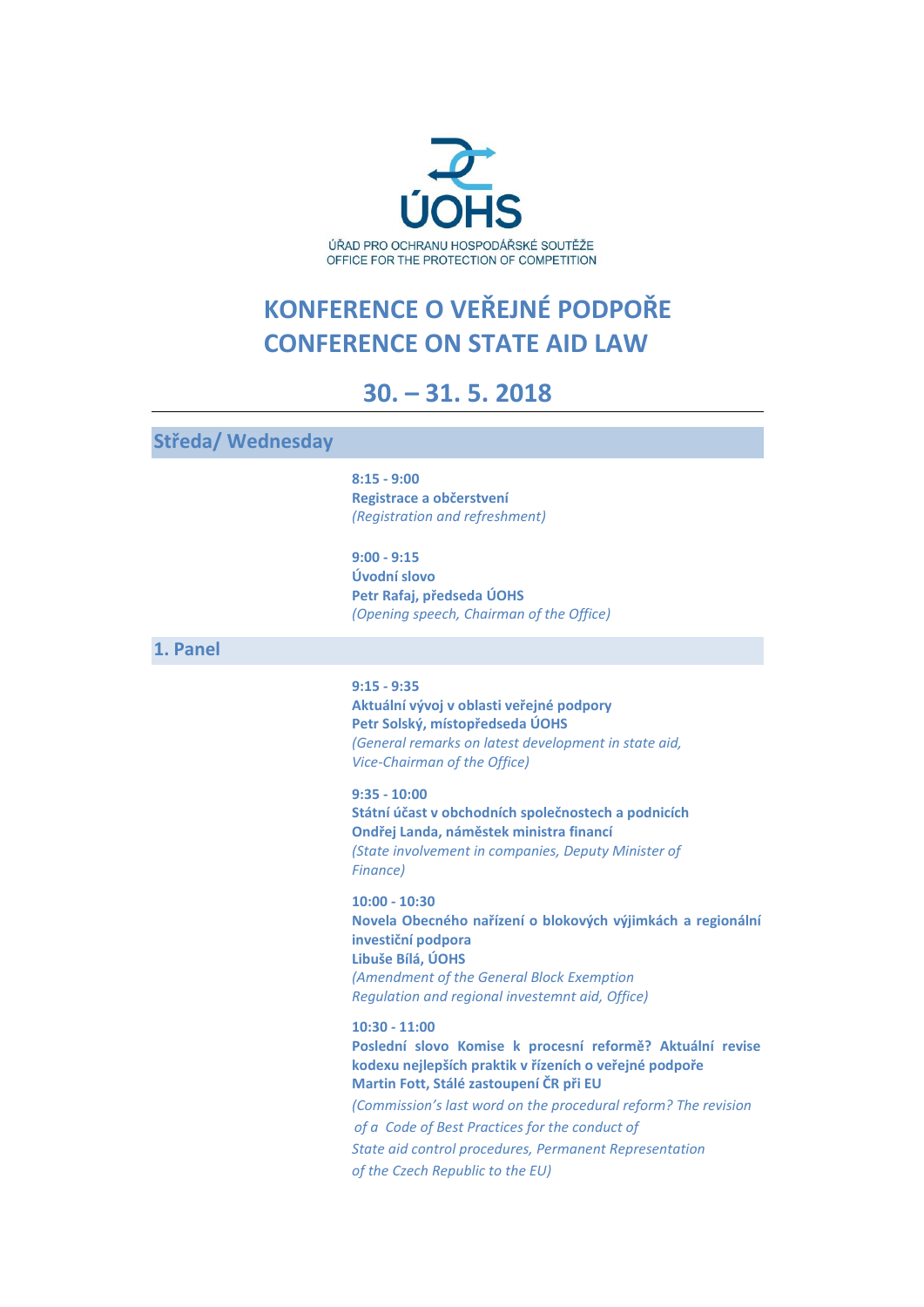ÚOHS

ÚŘAD PRO OCHRANU HOSPODÁŘSKÉ SOUTĚŽE
OFFICE FOR THE PROTECTION OF COMPETITION

# KONFERENCE O VEŘEJNÉ PODPOŘE
# CONFERENCE ON STATE AID LAW

## 30. – 31. 5. 2018

## Středa/ Wednesday

**8:15 - 9:00**
**Registrace a občerstvení**
*(Registration and refreshment)*

**9:00 - 9:15**
**Úvodní slovo**
**Petr Rafaj, předseda ÚOHS**
*(Opening speech, Chairman of the Office)*

## 1. Panel

**9:15 - 9:35**
**Aktuální vývoj v oblasti veřejné podpory**
**Petr Solský, místopředseda ÚOHS**
*(General remarks on latest development in state aid, Vice-Chairman of the Office)*

**9:35 - 10:00**
**Státní účast v obchodních společnostech a podnicích**
**Ondřej Landa, náměstek ministra financí**
*(State involvement in companies, Deputy Minister of Finance)*

**10:00 - 10:30**
**Novela Obecného nařízení o blokových výjimkách a regionální investiční podpora**
**Libuše Bílá, ÚOHS**
*(Amendment of the General Block Exemption Regulation and regional investemnt aid, Office)*

**10:30 - 11:00**
**Poslední slovo Komise k procesní reformě? Aktuální revise kodexu nejlepších praktik v řízeních o veřejné podpoře**
**Martin Fott, Stálé zastoupení ČR při EU**
*(Commission's last word on the procedural reform? The revision of a Code of Best Practices for the conduct of State aid control procedures, Permanent Representation of the Czech Republic to the EU)*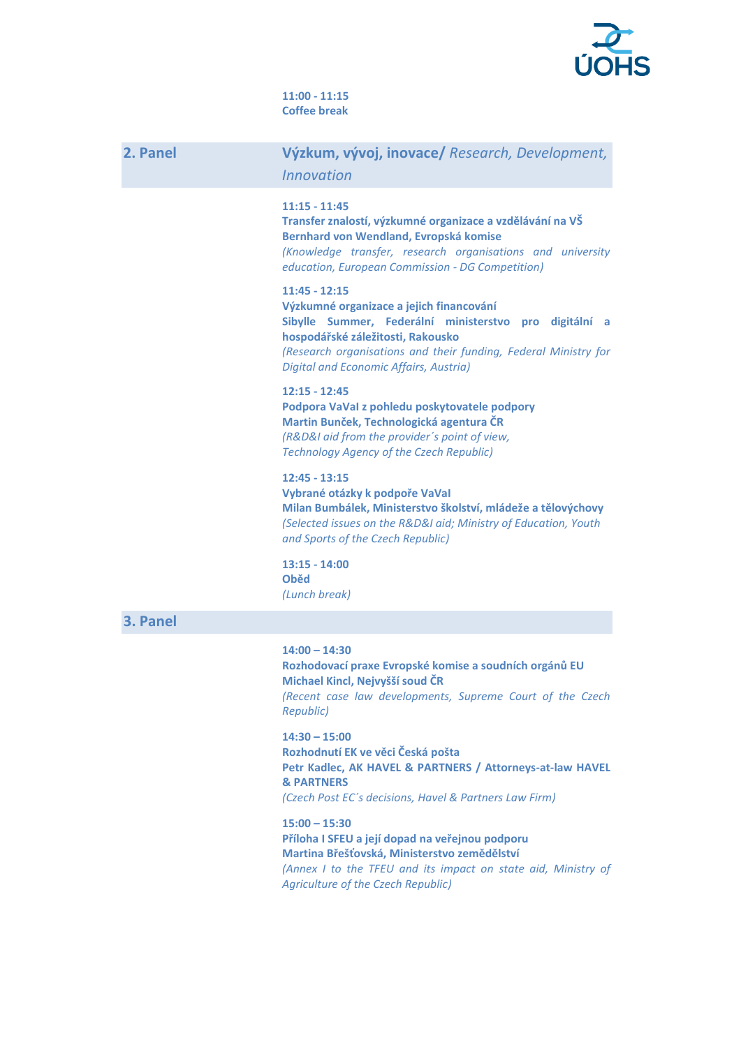**11:00 - 11:15**
**Coffee break**

## 2. Panel — Výzkum, vývoj, inovace/ *Research, Development, Innovation*

**11:15 - 11:45**
**Transfer znalostí, výzkumné organizace a vzdělávání na VŠ**
**Bernhard von Wendland, Evropská komise**
*(Knowledge transfer, research organisations and university education, European Commission - DG Competition)*

**11:45 - 12:15**
**Výzkumné organizace a jejich financování**
**Sibylle Summer, Federální ministerstvo pro digitální a hospodářské záležitosti, Rakousko**
*(Research organisations and their funding, Federal Ministry for Digital and Economic Affairs, Austria)*

**12:15 - 12:45**
**Podpora VaVaI z pohledu poskytovatele podpory**
**Martin Bunček, Technologická agentura ČR**
*(R&D&I aid from the provider´s point of view, Technology Agency of the Czech Republic)*

**12:45 - 13:15**
**Vybrané otázky k podpoře VaVaI**
**Milan Bumbálek, Ministerstvo školství, mládeže a tělovýchovy**
*(Selected issues on the R&D&I aid; Ministry of Education, Youth and Sports of the Czech Republic)*

**13:15 - 14:00**
**Oběd**
*(Lunch break)*

## 3. Panel

**14:00 – 14:30**
**Rozhodovací praxe Evropské komise a soudních orgánů EU**
**Michael Kincl, Nejvyšší soud ČR**
*(Recent case law developments, Supreme Court of the Czech Republic)*

**14:30 – 15:00**
**Rozhodnutí EK ve věci Česká pošta**
**Petr Kadlec, AK HAVEL & PARTNERS / Attorneys-at-law HAVEL & PARTNERS**
*(Czech Post EC´s decisions, Havel & Partners Law Firm)*

**15:00 – 15:30**
**Příloha I SFEU a její dopad na veřejnou podporu**
**Martina Břešťovská, Ministerstvo zemědělství**
*(Annex I to the TFEU and its impact on state aid, Ministry of Agriculture of the Czech Republic)*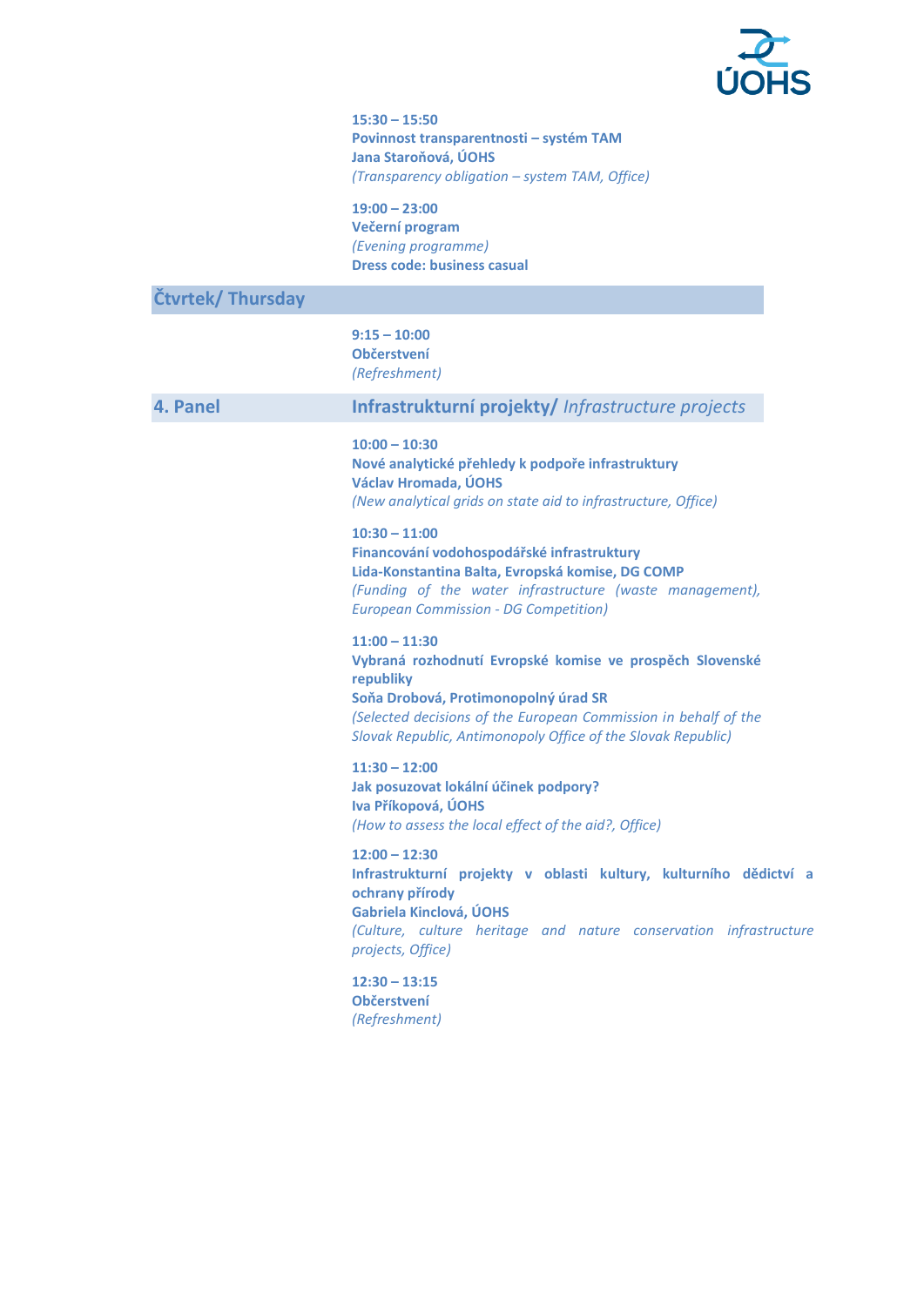**15:30 – 15:50**
**Povinnost transparentnosti – systém TAM**
**Jana Staroňová, ÚOHS**
*(Transparency obligation – system TAM, Office)*

**19:00 – 23:00**
**Večerní program**
*(Evening programme)*
**Dress code: business casual**

## Čtvrtek/ Thursday

**9:15 – 10:00**
**Občerstvení**
*(Refreshment)*

## 4. Panel — Infrastrukturní projekty/ *Infrastructure projects*

**10:00 – 10:30**
**Nové analytické přehledy k podpoře infrastruktury**
**Václav Hromada, ÚOHS**
*(New analytical grids on state aid to infrastructure, Office)*

**10:30 – 11:00**
**Financování vodohospodářské infrastruktury**
**Lida-Konstantina Balta, Evropská komise, DG COMP**
*(Funding of the water infrastructure (waste management), European Commission - DG Competition)*

**11:00 – 11:30**
**Vybraná rozhodnutí Evropské komise ve prospěch Slovenské republiky**
**Soňa Drobová, Protimonopolný úrad SR**
*(Selected decisions of the European Commission in behalf of the Slovak Republic, Antimonopoly Office of the Slovak Republic)*

**11:30 – 12:00**
**Jak posuzovat lokální účinek podpory?**
**Iva Příkopová, ÚOHS**
*(How to assess the local effect of the aid?, Office)*

**12:00 – 12:30**
**Infrastrukturní projekty v oblasti kultury, kulturního dědictví a ochrany přírody**
**Gabriela Kinclová, ÚOHS**
*(Culture, culture heritage and nature conservation infrastructure projects, Office)*

**12:30 – 13:15**
**Občerstvení**
*(Refreshment)*